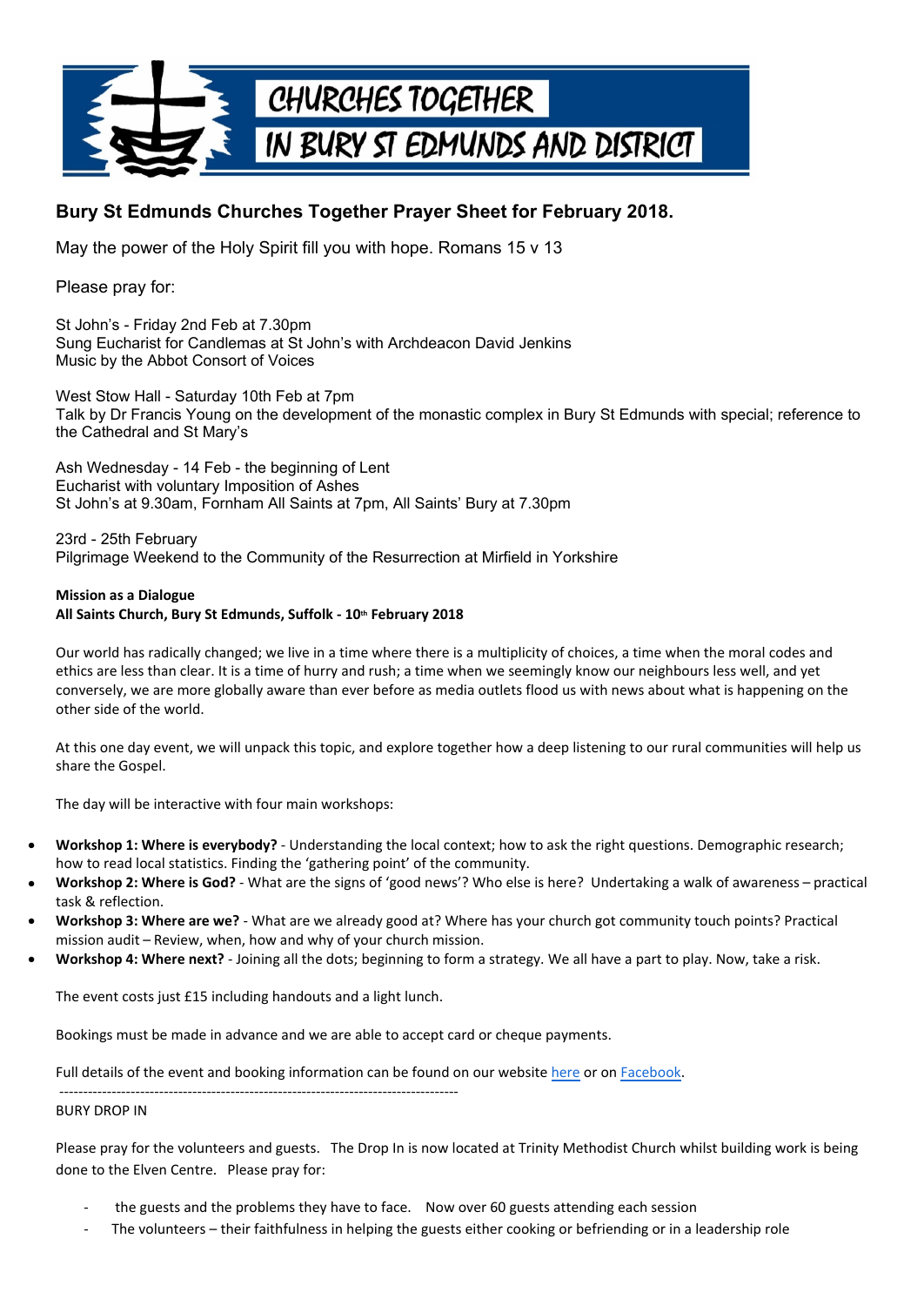# CHURCHES TOGETHER IN BURY ST EDMUNDS AND DISTRICT

## Bury St Edmunds Churches Together Prayer Sheet for February 2018.

May the power of the Holy Spirit fill you with hope. Romans 15 v 13

Please pray for:

St John's - Friday 2nd Feb at 7.30pm
Sung Eucharist for Candlemas at St John's with Archdeacon David Jenkins
Music by the Abbot Consort of Voices

West Stow Hall - Saturday 10th Feb at 7pm
Talk by Dr Francis Young on the development of the monastic complex in Bury St Edmunds with special; reference to the Cathedral and St Mary's

Ash Wednesday - 14 Feb - the beginning of Lent
Eucharist with voluntary Imposition of Ashes
St John's at 9.30am, Fornham All Saints at 7pm, All Saints' Bury at 7.30pm

23rd - 25th February
Pilgrimage Weekend to the Community of the Resurrection at Mirfield in Yorkshire

**Mission as a Dialogue**
**All Saints Church, Bury St Edmunds, Suffolk - 10th February 2018**

Our world has radically changed; we live in a time where there is a multiplicity of choices, a time when the moral codes and ethics are less than clear. It is a time of hurry and rush; a time when we seemingly know our neighbours less well, and yet conversely, we are more globally aware than ever before as media outlets flood us with news about what is happening on the other side of the world.

At this one day event, we will unpack this topic, and explore together how a deep listening to our rural communities will help us share the Gospel.

The day will be interactive with four main workshops:

- **Workshop 1: Where is everybody?** - Understanding the local context; how to ask the right questions. Demographic research; how to read local statistics. Finding the 'gathering point' of the community.
- **Workshop 2: Where is God?** - What are the signs of 'good news'? Who else is here? Undertaking a walk of awareness – practical task & reflection.
- **Workshop 3: Where are we?** - What are we already good at? Where has your church got community touch points? Practical mission audit – Review, when, how and why of your church mission.
- **Workshop 4: Where next?** - Joining all the dots; beginning to form a strategy. We all have a part to play. Now, take a risk.

The event costs just £15 including handouts and a light lunch.

Bookings must be made in advance and we are able to accept card or cheque payments.

Full details of the event and booking information can be found on our website here or on Facebook.

-----------------------------------------------------------------------------------

BURY DROP IN

Please pray for the volunteers and guests. The Drop In is now located at Trinity Methodist Church whilst building work is being done to the Elven Centre. Please pray for:

- the guests and the problems they have to face. Now over 60 guests attending each session
- The volunteers – their faithfulness in helping the guests either cooking or befriending or in a leadership role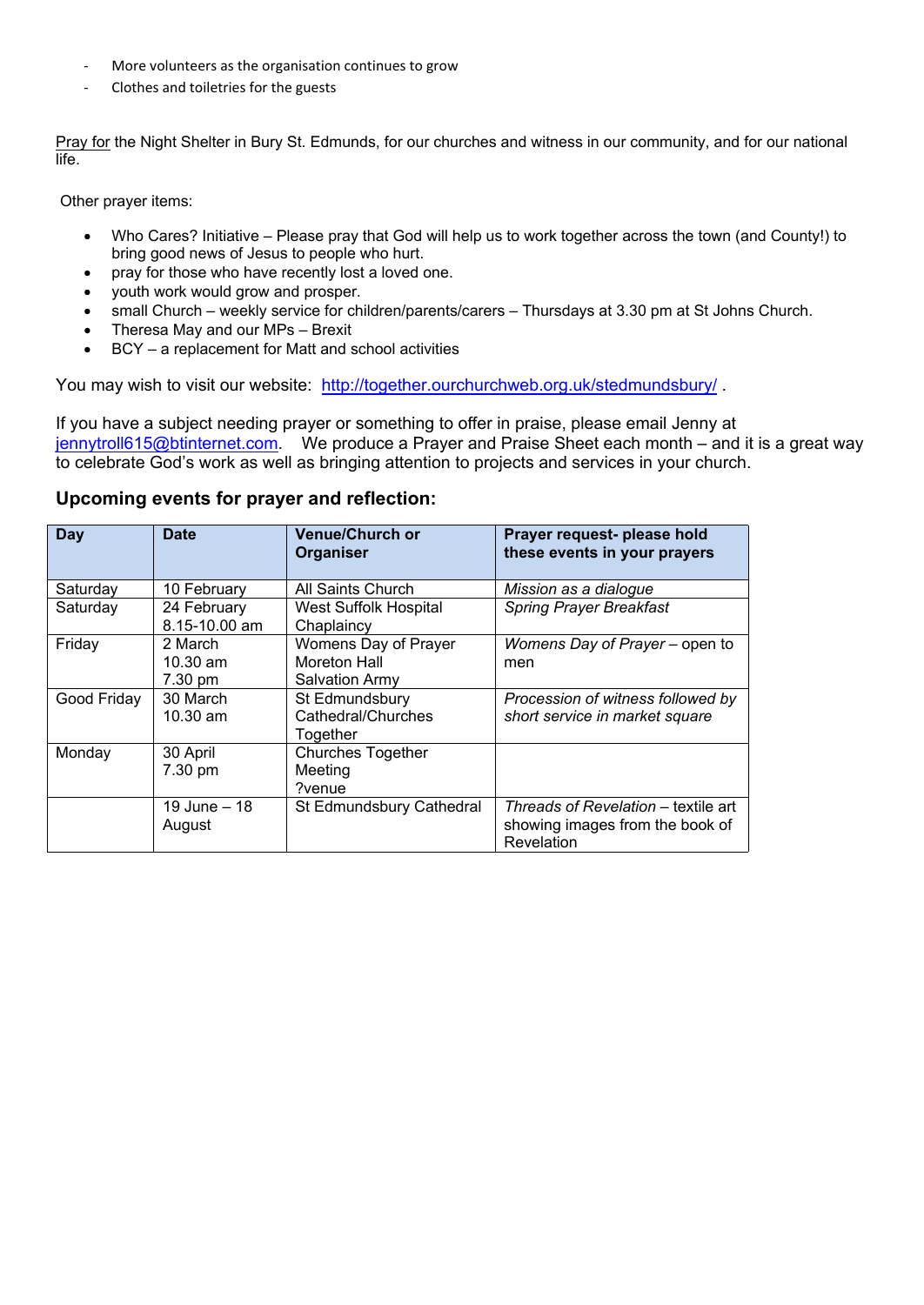- More volunteers as the organisation continues to grow
- Clothes and toiletries for the guests

Pray for the Night Shelter in Bury St. Edmunds, for our churches and witness in our community, and for our national life.

Other prayer items:

- Who Cares? Initiative – Please pray that God will help us to work together across the town (and County!) to bring good news of Jesus to people who hurt.
- pray for those who have recently lost a loved one.
- youth work would grow and prosper.
- small Church – weekly service for children/parents/carers – Thursdays at 3.30 pm at St Johns Church.
- Theresa May and our MPs – Brexit
- BCY – a replacement for Matt and school activities

You may wish to visit our website: http://together.ourchurchweb.org.uk/stedmundsbury/ .

If you have a subject needing prayer or something to offer in praise, please email Jenny at jennytroll615@btinternet.com. We produce a Prayer and Praise Sheet each month – and it is a great way to celebrate God's work as well as bringing attention to projects and services in your church.

### Upcoming events for prayer and reflection:

| Day | Date | Venue/Church or Organiser | Prayer request- please hold these events in your prayers |
|---|---|---|---|
| Saturday | 10 February | All Saints Church | *Mission as a dialogue* |
| Saturday | 24 February 8.15-10.00 am | West Suffolk Hospital Chaplaincy | *Spring Prayer Breakfast* |
| Friday | 2 March 10.30 am 7.30 pm | Womens Day of Prayer Moreton Hall Salvation Army | *Womens Day of Prayer* – open to men |
| Good Friday | 30 March 10.30 am | St Edmundsbury Cathedral/Churches Together | *Procession of witness followed by short service in market square* |
| Monday | 30 April 7.30 pm | Churches Together Meeting ?venue | |
| | 19 June – 18 August | St Edmundsbury Cathedral | *Threads of Revelation* – textile art showing images from the book of Revelation |